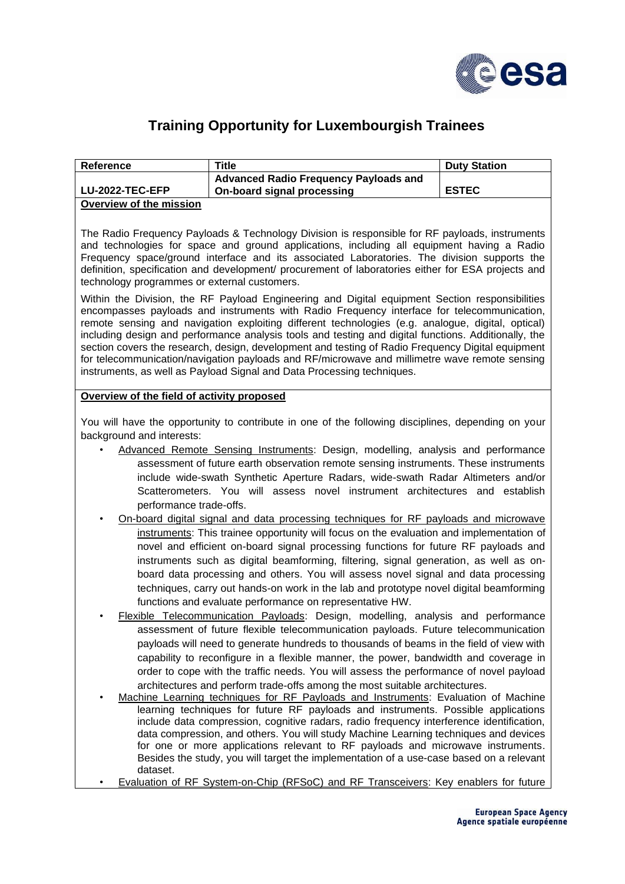# Training Opportunity for Luxembourgish Trainees

| Reference | Title | Duty Station |
|---|---|---|
| LU-2022-TEC-EFP | Advanced Radio Frequency Payloads and On-board signal processing | ESTEC |

**Overview of the mission**

The Radio Frequency Payloads & Technology Division is responsible for RF payloads, instruments and technologies for space and ground applications, including all equipment having a Radio Frequency space/ground interface and its associated Laboratories. The division supports the definition, specification and development/ procurement of laboratories either for ESA projects and technology programmes or external customers.

Within the Division, the RF Payload Engineering and Digital equipment Section responsibilities encompasses payloads and instruments with Radio Frequency interface for telecommunication, remote sensing and navigation exploiting different technologies (e.g. analogue, digital, optical) including design and performance analysis tools and testing and digital functions. Additionally, the section covers the research, design, development and testing of Radio Frequency Digital equipment for telecommunication/navigation payloads and RF/microwave and millimetre wave remote sensing instruments, as well as Payload Signal and Data Processing techniques.

**Overview of the field of activity proposed**

You will have the opportunity to contribute in one of the following disciplines, depending on your background and interests:

- Advanced Remote Sensing Instruments: Design, modelling, analysis and performance assessment of future earth observation remote sensing instruments. These instruments include wide-swath Synthetic Aperture Radars, wide-swath Radar Altimeters and/or Scatterometers. You will assess novel instrument architectures and establish performance trade-offs.
- On-board digital signal and data processing techniques for RF payloads and microwave instruments: This trainee opportunity will focus on the evaluation and implementation of novel and efficient on-board signal processing functions for future RF payloads and instruments such as digital beamforming, filtering, signal generation, as well as on-board data processing and others. You will assess novel signal and data processing techniques, carry out hands-on work in the lab and prototype novel digital beamforming functions and evaluate performance on representative HW.
- Flexible Telecommunication Payloads: Design, modelling, analysis and performance assessment of future flexible telecommunication payloads. Future telecommunication payloads will need to generate hundreds to thousands of beams in the field of view with capability to reconfigure in a flexible manner, the power, bandwidth and coverage in order to cope with the traffic needs. You will assess the performance of novel payload architectures and perform trade-offs among the most suitable architectures.
- Machine Learning techniques for RF Payloads and Instruments: Evaluation of Machine learning techniques for future RF payloads and instruments. Possible applications include data compression, cognitive radars, radio frequency interference identification, data compression, and others. You will study Machine Learning techniques and devices for one or more applications relevant to RF payloads and microwave instruments. Besides the study, you will target the implementation of a use-case based on a relevant dataset.
- Evaluation of RF System-on-Chip (RFSoC) and RF Transceivers: Key enablers for future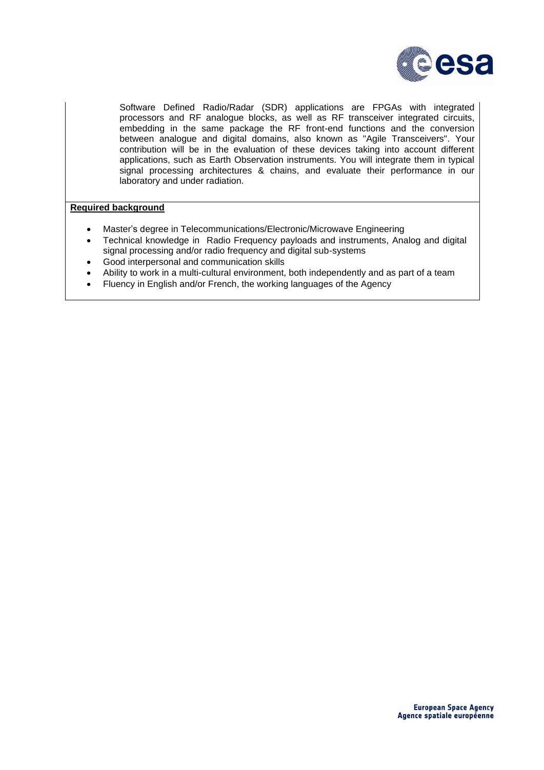Software Defined Radio/Radar (SDR) applications are FPGAs with integrated processors and RF analogue blocks, as well as RF transceiver integrated circuits, embedding in the same package the RF front-end functions and the conversion between analogue and digital domains, also known as "Agile Transceivers". Your contribution will be in the evaluation of these devices taking into account different applications, such as Earth Observation instruments. You will integrate them in typical signal processing architectures & chains, and evaluate their performance in our laboratory and under radiation.

**Required background**

- Master's degree in Telecommunications/Electronic/Microwave Engineering
- Technical knowledge in Radio Frequency payloads and instruments, Analog and digital signal processing and/or radio frequency and digital sub-systems
- Good interpersonal and communication skills
- Ability to work in a multi-cultural environment, both independently and as part of a team
- Fluency in English and/or French, the working languages of the Agency